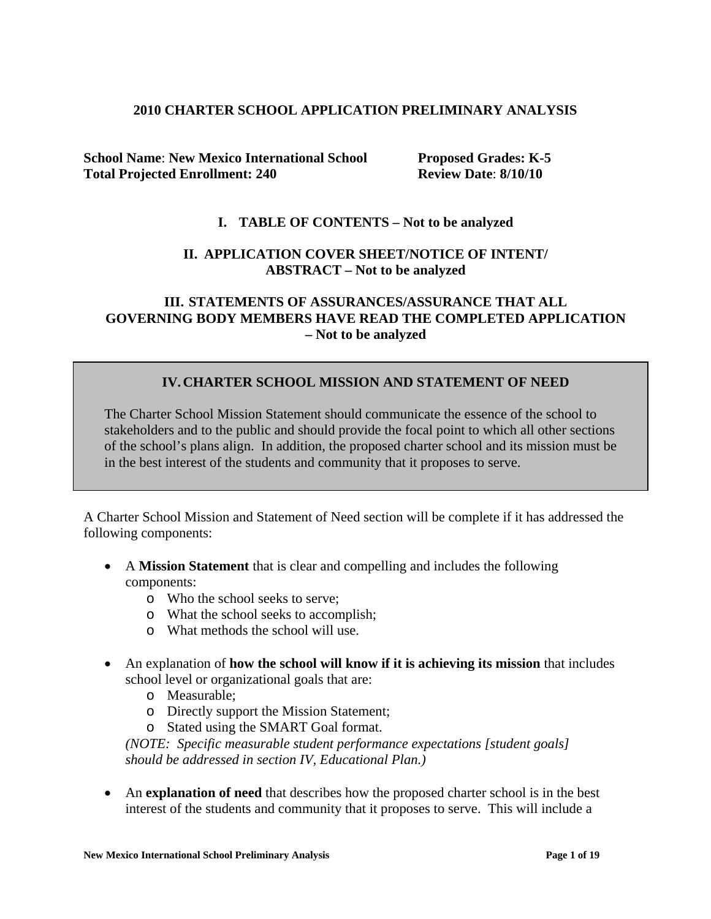# 2010 CHARTER SCHOOL APPLICATION PRELIMINARY ANALYSIS

**School Name**: **New Mexico International School** | **Proposed Grades: K-5**
**Total Projected Enrollment: 240** | **Review Date**: **8/10/10**

## I. TABLE OF CONTENTS – Not to be analyzed

## II. APPLICATION COVER SHEET/NOTICE OF INTENT/ ABSTRACT – Not to be analyzed

## III. STATEMENTS OF ASSURANCES/ASSURANCE THAT ALL GOVERNING BODY MEMBERS HAVE READ THE COMPLETED APPLICATION – Not to be analyzed

## IV. CHARTER SCHOOL MISSION AND STATEMENT OF NEED

The Charter School Mission Statement should communicate the essence of the school to stakeholders and to the public and should provide the focal point to which all other sections of the school's plans align. In addition, the proposed charter school and its mission must be in the best interest of the students and community that it proposes to serve.

A Charter School Mission and Statement of Need section will be complete if it has addressed the following components:

- A **Mission Statement** that is clear and compelling and includes the following components:
  - Who the school seeks to serve;
  - What the school seeks to accomplish;
  - What methods the school will use.
- An explanation of **how the school will know if it is achieving its mission** that includes school level or organizational goals that are:
  - Measurable;
  - Directly support the Mission Statement;
  - Stated using the SMART Goal format.

  *(NOTE: Specific measurable student performance expectations [student goals] should be addressed in section IV, Educational Plan.)*
- An **explanation of need** that describes how the proposed charter school is in the best interest of the students and community that it proposes to serve. This will include a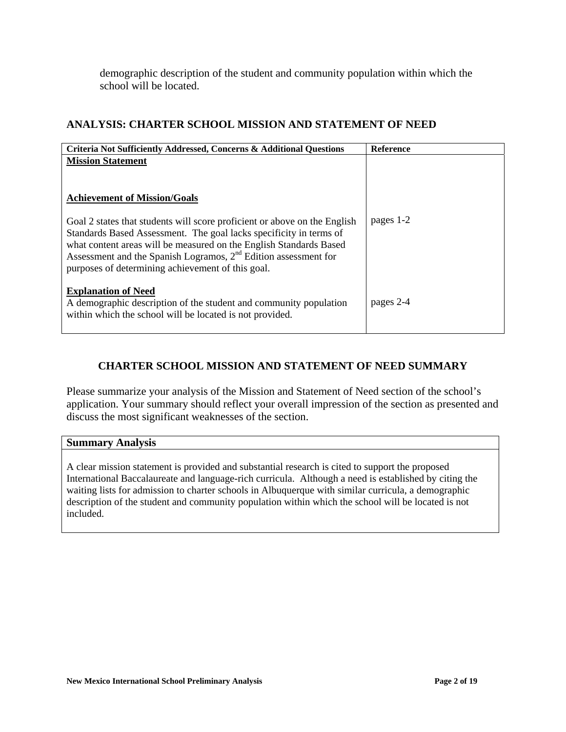demographic description of the student and community population within which the school will be located.

## ANALYSIS: CHARTER SCHOOL MISSION AND STATEMENT OF NEED

| Criteria Not Sufficiently Addressed, Concerns & Additional Questions | Reference |
|---|---|
| **Mission Statement** | |
| **Achievement of Mission/Goals** | |
| Goal 2 states that students will score proficient or above on the English Standards Based Assessment. The goal lacks specificity in terms of what content areas will be measured on the English Standards Based Assessment and the Spanish Logramos, 2nd Edition assessment for purposes of determining achievement of this goal. | pages 1-2 |
| **Explanation of Need**<br>A demographic description of the student and community population within which the school will be located is not provided. | pages 2-4 |

## CHARTER SCHOOL MISSION AND STATEMENT OF NEED SUMMARY

Please summarize your analysis of the Mission and Statement of Need section of the school's application. Your summary should reflect your overall impression of the section as presented and discuss the most significant weaknesses of the section.

| Summary Analysis |
|---|
| A clear mission statement is provided and substantial research is cited to support the proposed International Baccalaureate and language-rich curricula. Although a need is established by citing the waiting lists for admission to charter schools in Albuquerque with similar curricula, a demographic description of the student and community population within which the school will be located is not included. |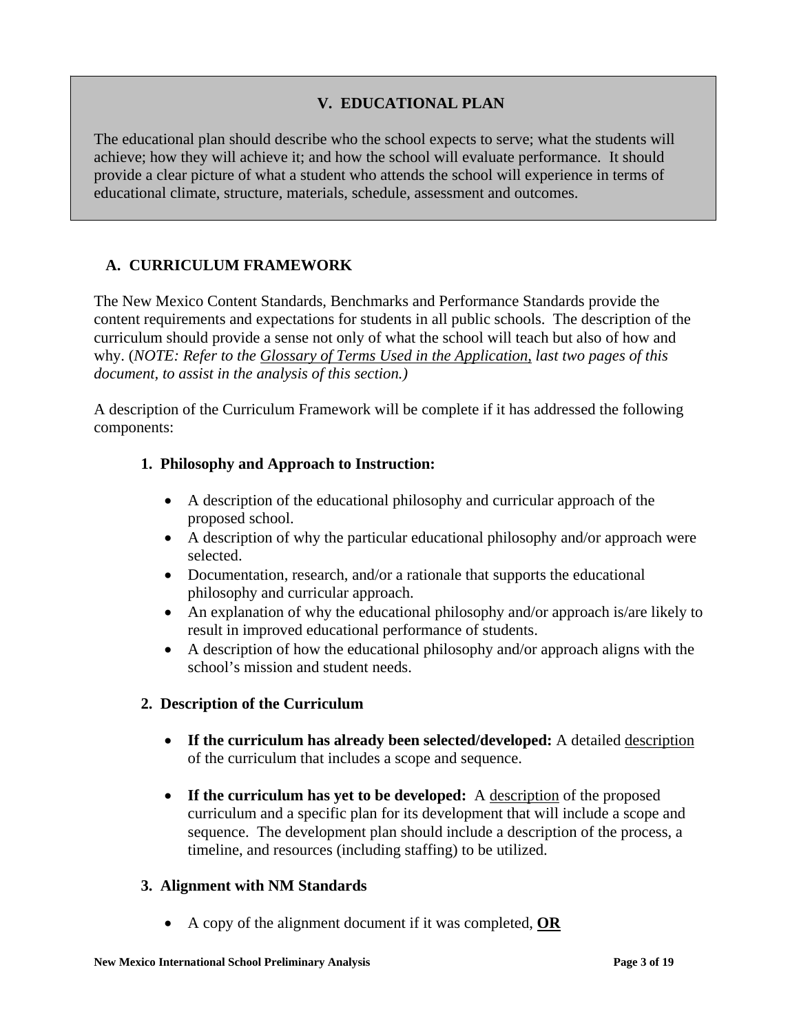## V. EDUCATIONAL PLAN

The educational plan should describe who the school expects to serve; what the students will achieve; how they will achieve it; and how the school will evaluate performance. It should provide a clear picture of what a student who attends the school will experience in terms of educational climate, structure, materials, schedule, assessment and outcomes.

### A. CURRICULUM FRAMEWORK

The New Mexico Content Standards, Benchmarks and Performance Standards provide the content requirements and expectations for students in all public schools. The description of the curriculum should provide a sense not only of what the school will teach but also of how and why. (*NOTE: Refer to the Glossary of Terms Used in the Application, last two pages of this document, to assist in the analysis of this section.)*

A description of the Curriculum Framework will be complete if it has addressed the following components:

#### 1. Philosophy and Approach to Instruction:

- A description of the educational philosophy and curricular approach of the proposed school.
- A description of why the particular educational philosophy and/or approach were selected.
- Documentation, research, and/or a rationale that supports the educational philosophy and curricular approach.
- An explanation of why the educational philosophy and/or approach is/are likely to result in improved educational performance of students.
- A description of how the educational philosophy and/or approach aligns with the school's mission and student needs.

#### 2. Description of the Curriculum

- **If the curriculum has already been selected/developed:** A detailed description of the curriculum that includes a scope and sequence.
- **If the curriculum has yet to be developed:** A description of the proposed curriculum and a specific plan for its development that will include a scope and sequence. The development plan should include a description of the process, a timeline, and resources (including staffing) to be utilized.

#### 3. Alignment with NM Standards

- A copy of the alignment document if it was completed, **OR**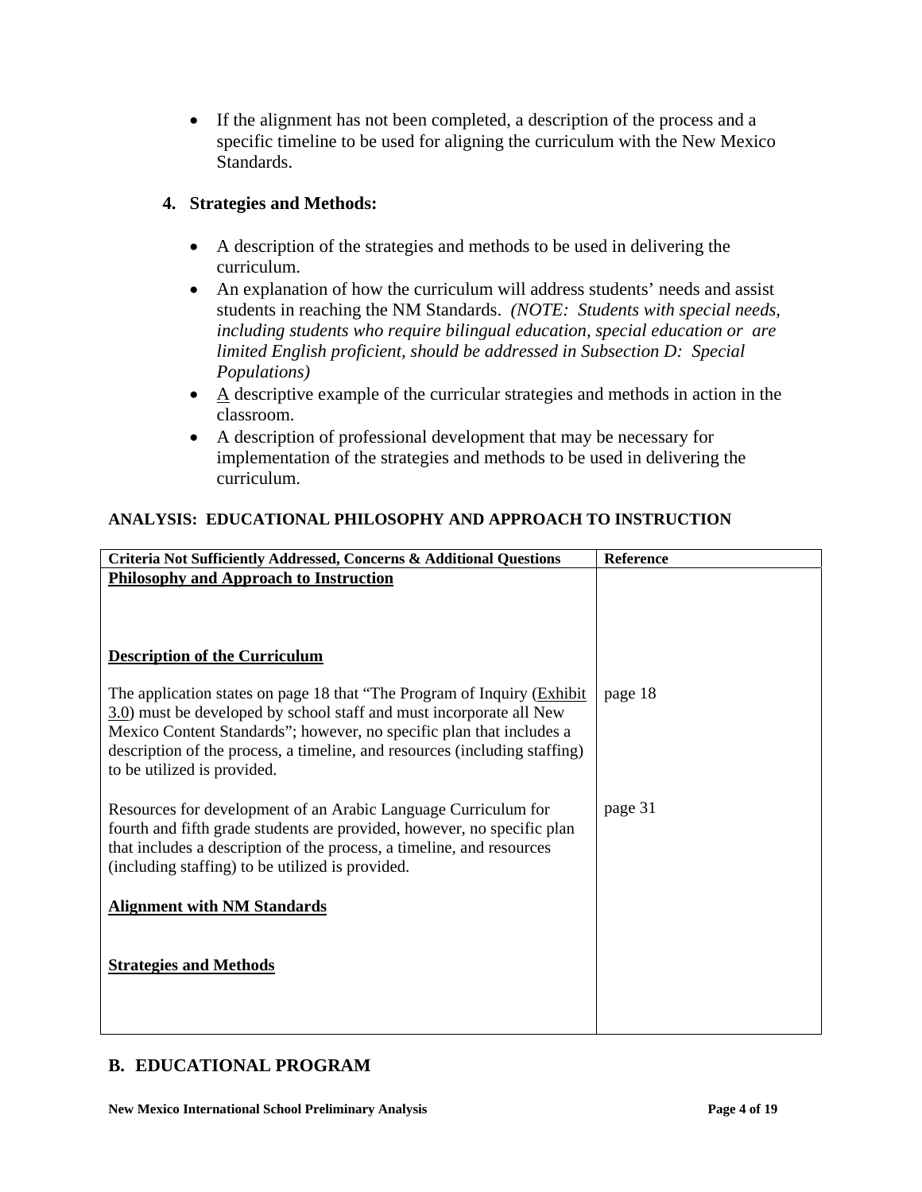- If the alignment has not been completed, a description of the process and a specific timeline to be used for aligning the curriculum with the New Mexico Standards.

**4. Strategies and Methods:**

- A description of the strategies and methods to be used in delivering the curriculum.
- An explanation of how the curriculum will address students' needs and assist students in reaching the NM Standards. *(NOTE: Students with special needs, including students who require bilingual education, special education or are limited English proficient, should be addressed in Subsection D: Special Populations)*
- A descriptive example of the curricular strategies and methods in action in the classroom.
- A description of professional development that may be necessary for implementation of the strategies and methods to be used in delivering the curriculum.

**ANALYSIS: EDUCATIONAL PHILOSOPHY AND APPROACH TO INSTRUCTION**

| Criteria Not Sufficiently Addressed, Concerns & Additional Questions | Reference |
|---|---|
| **Philosophy and Approach to Instruction** | |
| **Description of the Curriculum** | |
| The application states on page 18 that "The Program of Inquiry (Exhibit 3.0) must be developed by school staff and must incorporate all New Mexico Content Standards"; however, no specific plan that includes a description of the process, a timeline, and resources (including staffing) to be utilized is provided. | page 18 |
| Resources for development of an Arabic Language Curriculum for fourth and fifth grade students are provided, however, no specific plan that includes a description of the process, a timeline, and resources (including staffing) to be utilized is provided. | page 31 |
| **Alignment with NM Standards** | |
| **Strategies and Methods** | |

## B. EDUCATIONAL PROGRAM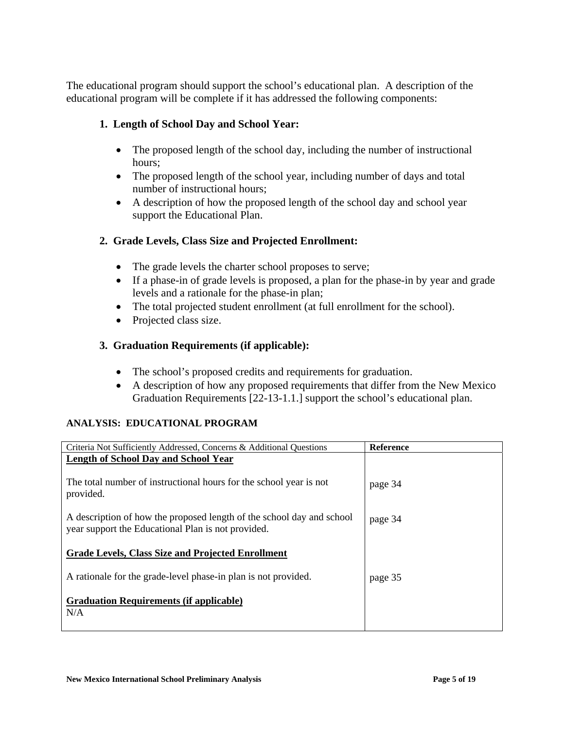The educational program should support the school's educational plan. A description of the educational program will be complete if it has addressed the following components:

### 1. Length of School Day and School Year:

- The proposed length of the school day, including the number of instructional hours;
- The proposed length of the school year, including number of days and total number of instructional hours;
- A description of how the proposed length of the school day and school year support the Educational Plan.

### 2. Grade Levels, Class Size and Projected Enrollment:

- The grade levels the charter school proposes to serve;
- If a phase-in of grade levels is proposed, a plan for the phase-in by year and grade levels and a rationale for the phase-in plan;
- The total projected student enrollment (at full enrollment for the school).
- Projected class size.

### 3. Graduation Requirements (if applicable):

- The school's proposed credits and requirements for graduation.
- A description of how any proposed requirements that differ from the New Mexico Graduation Requirements [22-13-1.1.] support the school's educational plan.

**ANALYSIS: EDUCATIONAL PROGRAM**

| Criteria Not Sufficiently Addressed, Concerns & Additional Questions | **Reference** |
|---|---|
| **Length of School Day and School Year** | |
| The total number of instructional hours for the school year is not provided. | page 34 |
| A description of how the proposed length of the school day and school year support the Educational Plan is not provided. | page 34 |
| **Grade Levels, Class Size and Projected Enrollment** | |
| A rationale for the grade-level phase-in plan is not provided. | page 35 |
| **Graduation Requirements (if applicable)** N/A | |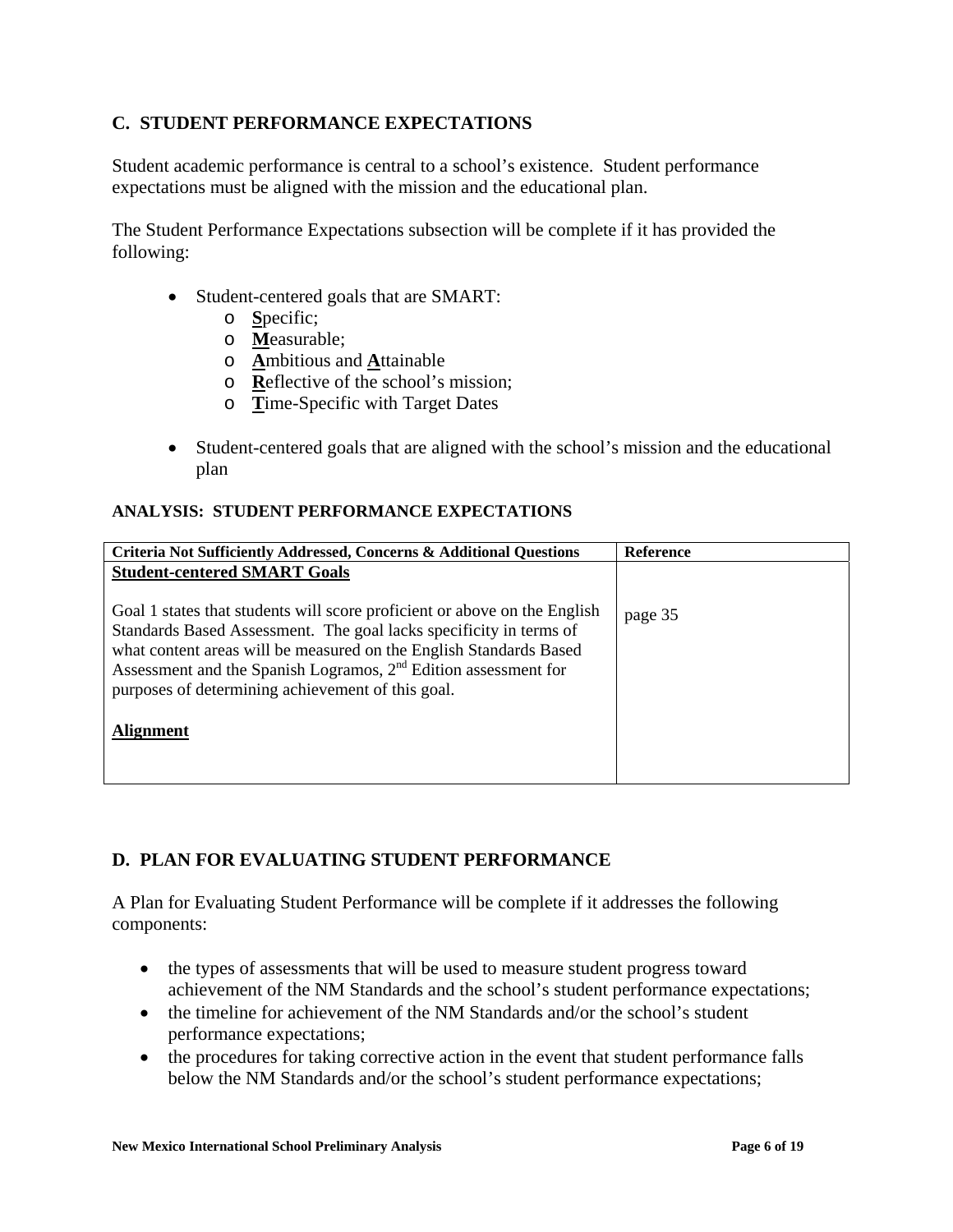## C. STUDENT PERFORMANCE EXPECTATIONS

Student academic performance is central to a school's existence. Student performance expectations must be aligned with the mission and the educational plan.

The Student Performance Expectations subsection will be complete if it has provided the following:

- Student-centered goals that are SMART:
  - **S**pecific;
  - **M**easurable;
  - **A**mbitious and **A**ttainable
  - **R**eflective of the school's mission;
  - **T**ime-Specific with Target Dates
- Student-centered goals that are aligned with the school's mission and the educational plan

### ANALYSIS: STUDENT PERFORMANCE EXPECTATIONS

| Criteria Not Sufficiently Addressed, Concerns & Additional Questions | Reference |
|---|---|
| **Student-centered SMART Goals**<br><br>Goal 1 states that students will score proficient or above on the English Standards Based Assessment. The goal lacks specificity in terms of what content areas will be measured on the English Standards Based Assessment and the Spanish Logramos, 2nd Edition assessment for purposes of determining achievement of this goal.<br><br>**Alignment** | page 35 |

## D. PLAN FOR EVALUATING STUDENT PERFORMANCE

A Plan for Evaluating Student Performance will be complete if it addresses the following components:

- the types of assessments that will be used to measure student progress toward achievement of the NM Standards and the school's student performance expectations;
- the timeline for achievement of the NM Standards and/or the school's student performance expectations;
- the procedures for taking corrective action in the event that student performance falls below the NM Standards and/or the school's student performance expectations;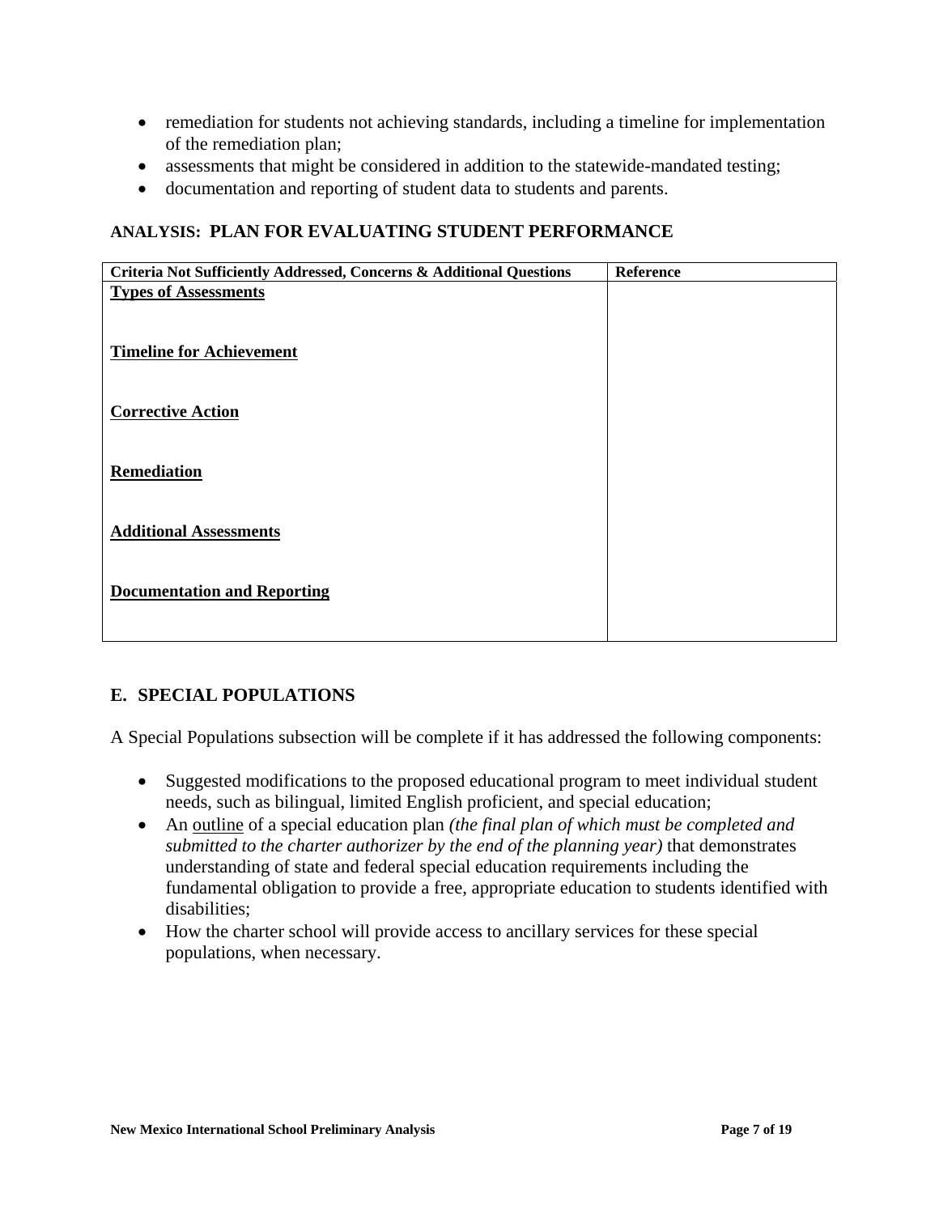- remediation for students not achieving standards, including a timeline for implementation of the remediation plan;
- assessments that might be considered in addition to the statewide-mandated testing;
- documentation and reporting of student data to students and parents.

### ANALYSIS: PLAN FOR EVALUATING STUDENT PERFORMANCE

| Criteria Not Sufficiently Addressed, Concerns & Additional Questions | Reference |
|---|---|
| **<u>Types of Assessments</u>** | |
| **<u>Timeline for Achievement</u>** | |
| **<u>Corrective Action</u>** | |
| **<u>Remediation</u>** | |
| **<u>Additional Assessments</u>** | |
| **<u>Documentation and Reporting</u>** | |

## E. SPECIAL POPULATIONS

A Special Populations subsection will be complete if it has addressed the following components:

- Suggested modifications to the proposed educational program to meet individual student needs, such as bilingual, limited English proficient, and special education;
- An <u>outline</u> of a special education plan *(the final plan of which must be completed and submitted to the charter authorizer by the end of the planning year)* that demonstrates understanding of state and federal special education requirements including the fundamental obligation to provide a free, appropriate education to students identified with disabilities;
- How the charter school will provide access to ancillary services for these special populations, when necessary.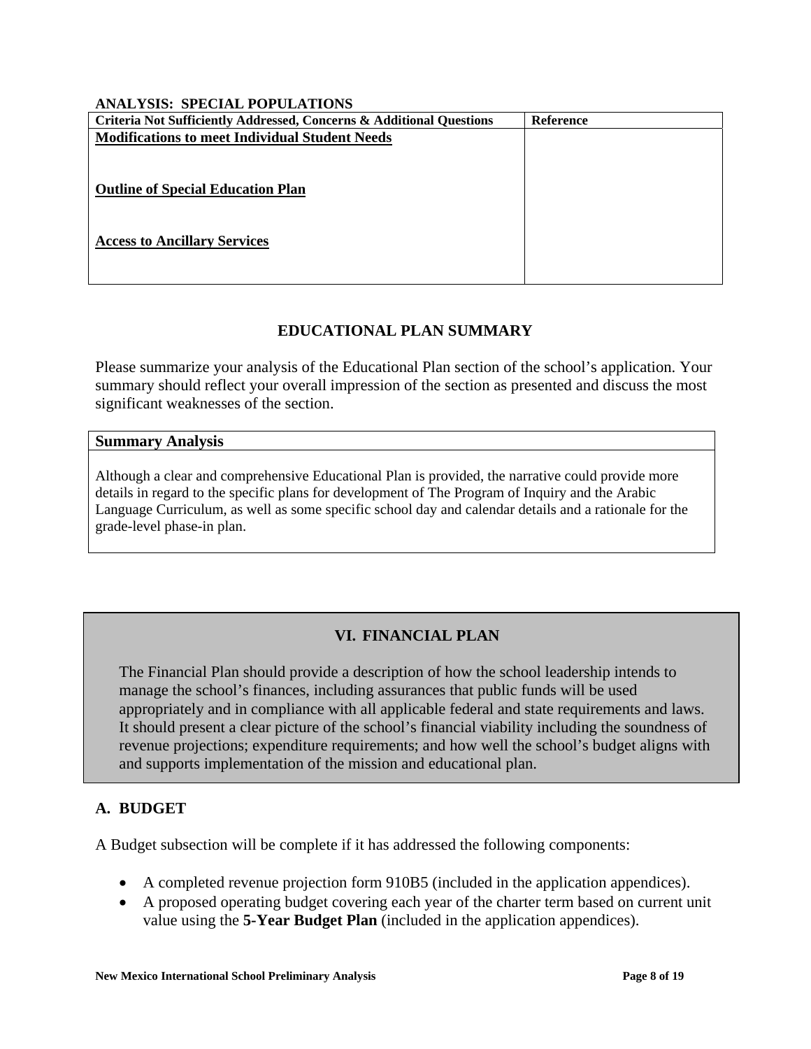**ANALYSIS: SPECIAL POPULATIONS**

| Criteria Not Sufficiently Addressed, Concerns & Additional Questions | Reference |
|---|---|
| **Modifications to meet Individual Student Needs**<br><br>**Outline of Special Education Plan**<br><br>**Access to Ancillary Services** | |

## EDUCATIONAL PLAN SUMMARY

Please summarize your analysis of the Educational Plan section of the school's application. Your summary should reflect your overall impression of the section as presented and discuss the most significant weaknesses of the section.

| Summary Analysis |
|---|
| Although a clear and comprehensive Educational Plan is provided, the narrative could provide more details in regard to the specific plans for development of The Program of Inquiry and the Arabic Language Curriculum, as well as some specific school day and calendar details and a rationale for the grade-level phase-in plan. |

## VI. FINANCIAL PLAN

The Financial Plan should provide a description of how the school leadership intends to manage the school's finances, including assurances that public funds will be used appropriately and in compliance with all applicable federal and state requirements and laws. It should present a clear picture of the school's financial viability including the soundness of revenue projections; expenditure requirements; and how well the school's budget aligns with and supports implementation of the mission and educational plan.

### A. BUDGET

A Budget subsection will be complete if it has addressed the following components:

- A completed revenue projection form 910B5 (included in the application appendices).
- A proposed operating budget covering each year of the charter term based on current unit value using the **5-Year Budget Plan** (included in the application appendices).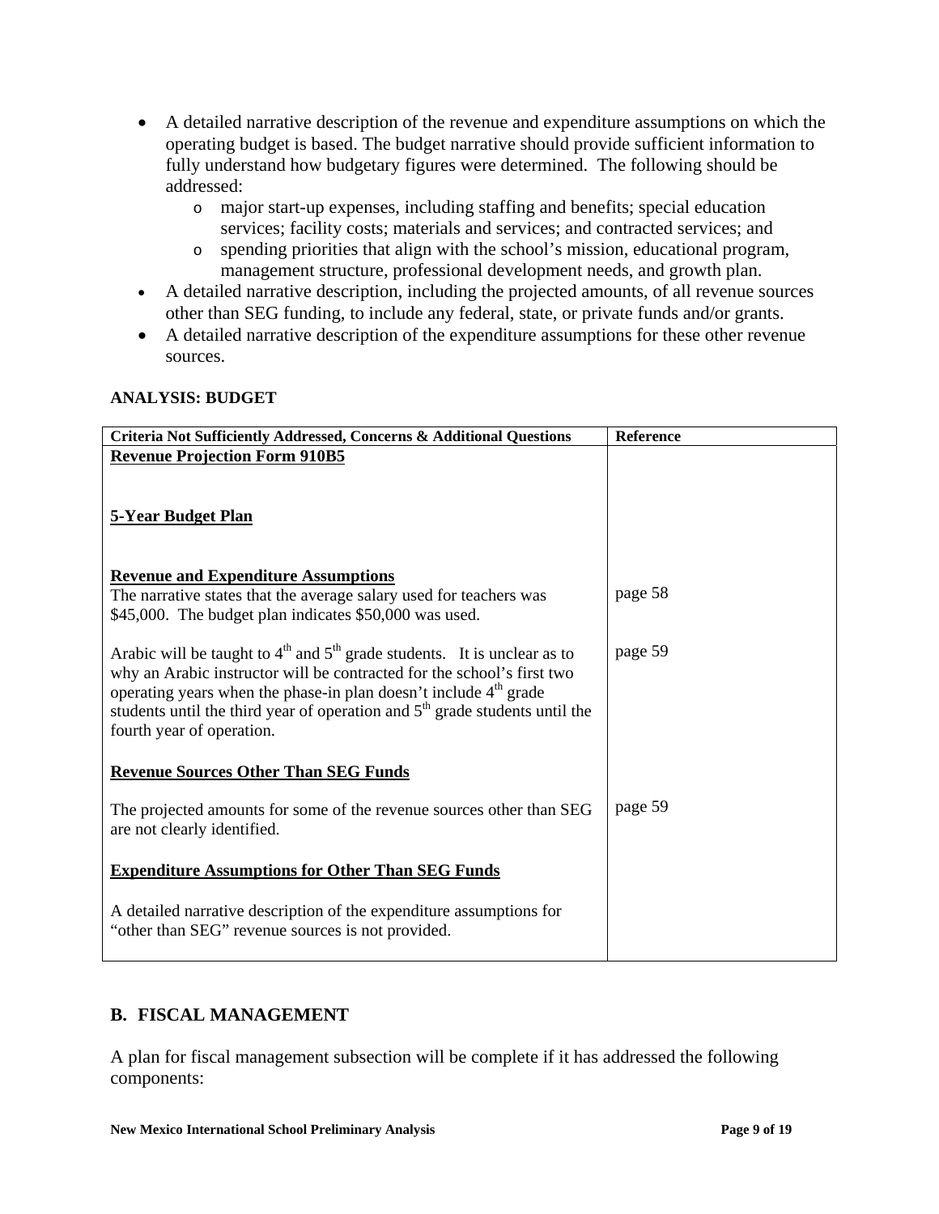- A detailed narrative description of the revenue and expenditure assumptions on which the operating budget is based. The budget narrative should provide sufficient information to fully understand how budgetary figures were determined. The following should be addressed:
  - major start-up expenses, including staffing and benefits; special education services; facility costs; materials and services; and contracted services; and
  - spending priorities that align with the school's mission, educational program, management structure, professional development needs, and growth plan.
- A detailed narrative description, including the projected amounts, of all revenue sources other than SEG funding, to include any federal, state, or private funds and/or grants.
- A detailed narrative description of the expenditure assumptions for these other revenue sources.

**ANALYSIS: BUDGET**

| **Criteria Not Sufficiently Addressed, Concerns & Additional Questions** | **Reference** |
|---|---|
| **Revenue Projection Form 910B5** | |
| **5-Year Budget Plan** | |
| **Revenue and Expenditure Assumptions** | |
| The narrative states that the average salary used for teachers was \$45,000. The budget plan indicates \$50,000 was used. | page 58 |
| Arabic will be taught to 4th and 5th grade students. It is unclear as to why an Arabic instructor will be contracted for the school's first two operating years when the phase-in plan doesn't include 4th grade students until the third year of operation and 5th grade students until the fourth year of operation. | page 59 |
| **Revenue Sources Other Than SEG Funds** | |
| The projected amounts for some of the revenue sources other than SEG are not clearly identified. | page 59 |
| **Expenditure Assumptions for Other Than SEG Funds** | |
| A detailed narrative description of the expenditure assumptions for "other than SEG" revenue sources is not provided. | |

## B. FISCAL MANAGEMENT

A plan for fiscal management subsection will be complete if it has addressed the following components: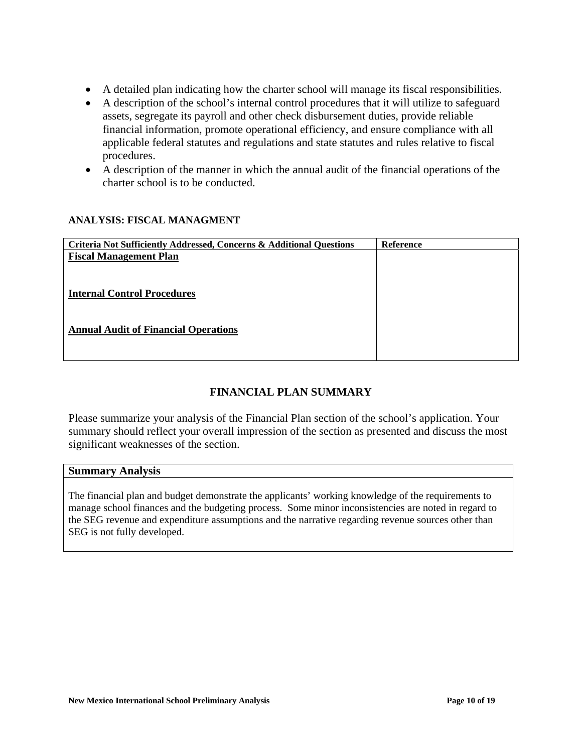- A detailed plan indicating how the charter school will manage its fiscal responsibilities.
- A description of the school's internal control procedures that it will utilize to safeguard assets, segregate its payroll and other check disbursement duties, provide reliable financial information, promote operational efficiency, and ensure compliance with all applicable federal statutes and regulations and state statutes and rules relative to fiscal procedures.
- A description of the manner in which the annual audit of the financial operations of the charter school is to be conducted.

**ANALYSIS: FISCAL MANAGMENT**

| Criteria Not Sufficiently Addressed, Concerns & Additional Questions | Reference |
|---|---|
| **<u>Fiscal Management Plan</u>** | |
| **<u>Internal Control Procedures</u>** | |
| **<u>Annual Audit of Financial Operations</u>** | |

## FINANCIAL PLAN SUMMARY

Please summarize your analysis of the Financial Plan section of the school's application. Your summary should reflect your overall impression of the section as presented and discuss the most significant weaknesses of the section.

| Summary Analysis |
|---|
| The financial plan and budget demonstrate the applicants' working knowledge of the requirements to manage school finances and the budgeting process. Some minor inconsistencies are noted in regard to the SEG revenue and expenditure assumptions and the narrative regarding revenue sources other than SEG is not fully developed. |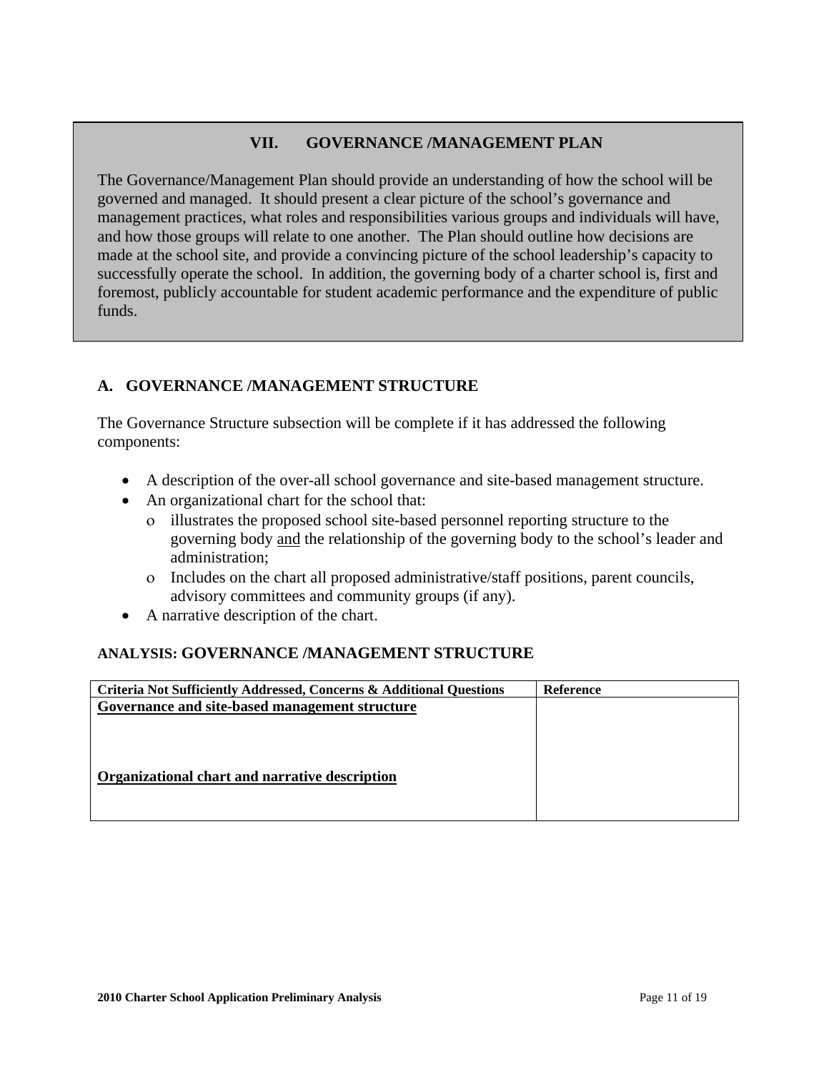## VII. GOVERNANCE /MANAGEMENT PLAN

The Governance/Management Plan should provide an understanding of how the school will be governed and managed. It should present a clear picture of the school's governance and management practices, what roles and responsibilities various groups and individuals will have, and how those groups will relate to one another. The Plan should outline how decisions are made at the school site, and provide a convincing picture of the school leadership's capacity to successfully operate the school. In addition, the governing body of a charter school is, first and foremost, publicly accountable for student academic performance and the expenditure of public funds.

### A. GOVERNANCE /MANAGEMENT STRUCTURE

The Governance Structure subsection will be complete if it has addressed the following components:

- A description of the over-all school governance and site-based management structure.
- An organizational chart for the school that:
  - illustrates the proposed school site-based personnel reporting structure to the governing body <u>and</u> the relationship of the governing body to the school's leader and administration;
  - Includes on the chart all proposed administrative/staff positions, parent councils, advisory committees and community groups (if any).
- A narrative description of the chart.

#### ANALYSIS: GOVERNANCE /MANAGEMENT STRUCTURE

| Criteria Not Sufficiently Addressed, Concerns & Additional Questions | Reference |
|---|---|
| **<u>Governance and site-based management structure</u>** | |
| **<u>Organizational chart and narrative description</u>** | |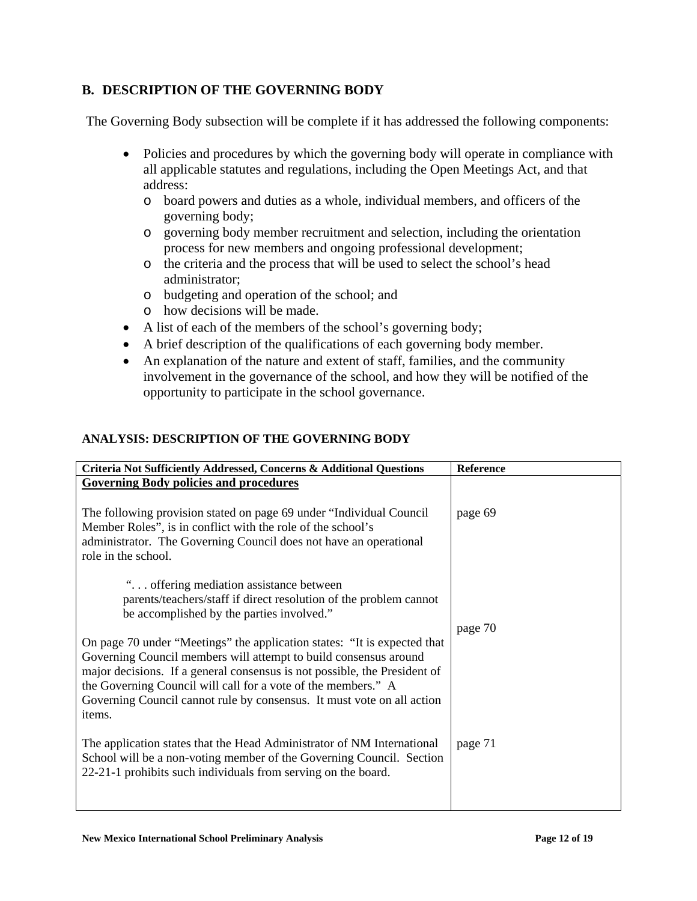## B. DESCRIPTION OF THE GOVERNING BODY

The Governing Body subsection will be complete if it has addressed the following components:

- Policies and procedures by which the governing body will operate in compliance with all applicable statutes and regulations, including the Open Meetings Act, and that address:
  - board powers and duties as a whole, individual members, and officers of the governing body;
  - governing body member recruitment and selection, including the orientation process for new members and ongoing professional development;
  - the criteria and the process that will be used to select the school's head administrator;
  - budgeting and operation of the school; and
  - how decisions will be made.
- A list of each of the members of the school's governing body;
- A brief description of the qualifications of each governing body member.
- An explanation of the nature and extent of staff, families, and the community involvement in the governance of the school, and how they will be notified of the opportunity to participate in the school governance.

### ANALYSIS: DESCRIPTION OF THE GOVERNING BODY

| Criteria Not Sufficiently Addressed, Concerns & Additional Questions | Reference |
|---|---|
| **<u>Governing Body policies and procedures</u>** | |
| The following provision stated on page 69 under "Individual Council Member Roles", is in conflict with the role of the school's administrator. The Governing Council does not have an operational role in the school. "... offering mediation assistance between parents/teachers/staff if direct resolution of the problem cannot be accomplished by the parties involved." | page 69 |
| On page 70 under "Meetings" the application states: "It is expected that Governing Council members will attempt to build consensus around major decisions. If a general consensus is not possible, the President of the Governing Council will call for a vote of the members." A Governing Council cannot rule by consensus. It must vote on all action items. | page 70 |
| The application states that the Head Administrator of NM International School will be a non-voting member of the Governing Council. Section 22-21-1 prohibits such individuals from serving on the board. | page 71 |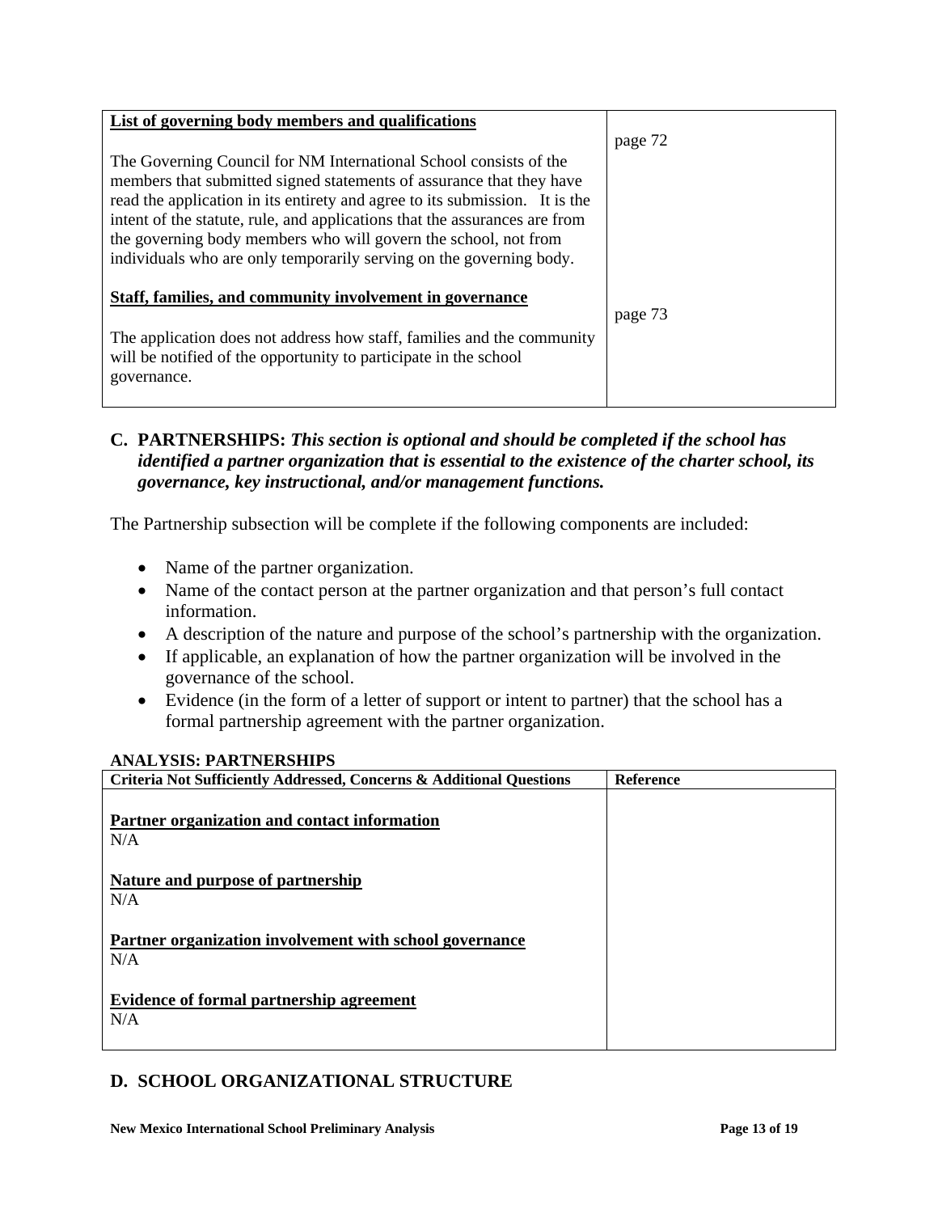| | |
|---|---|
| **List of governing body members and qualifications**<br><br>The Governing Council for NM International School consists of the members that submitted signed statements of assurance that they have read the application in its entirety and agree to its submission. It is the intent of the statute, rule, and applications that the assurances are from the governing body members who will govern the school, not from individuals who are only temporarily serving on the governing body. | page 72 |
| **Staff, families, and community involvement in governance**<br><br>The application does not address how staff, families and the community will be notified of the opportunity to participate in the school governance. | page 73 |

## C. PARTNERSHIPS: *This section is optional and should be completed if the school has identified a partner organization that is essential to the existence of the charter school, its governance, key instructional, and/or management functions.*

The Partnership subsection will be complete if the following components are included:

- Name of the partner organization.
- Name of the contact person at the partner organization and that person's full contact information.
- A description of the nature and purpose of the school's partnership with the organization.
- If applicable, an explanation of how the partner organization will be involved in the governance of the school.
- Evidence (in the form of a letter of support or intent to partner) that the school has a formal partnership agreement with the partner organization.

**ANALYSIS: PARTNERSHIPS**

| Criteria Not Sufficiently Addressed, Concerns & Additional Questions | Reference |
|---|---|
| **Partner organization and contact information**<br>N/A<br><br>**Nature and purpose of partnership**<br>N/A<br><br>**Partner organization involvement with school governance**<br>N/A<br><br>**Evidence of formal partnership agreement**<br>N/A | |

## D. SCHOOL ORGANIZATIONAL STRUCTURE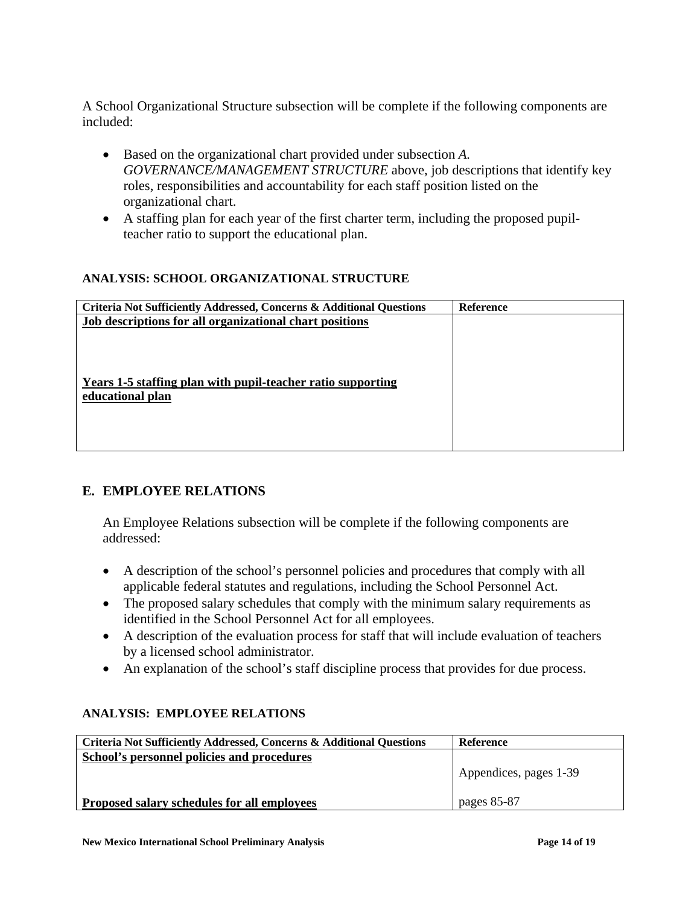A School Organizational Structure subsection will be complete if the following components are included:

- Based on the organizational chart provided under subsection *A. GOVERNANCE/MANAGEMENT STRUCTURE* above, job descriptions that identify key roles, responsibilities and accountability for each staff position listed on the organizational chart.
- A staffing plan for each year of the first charter term, including the proposed pupil-teacher ratio to support the educational plan.

#### ANALYSIS: SCHOOL ORGANIZATIONAL STRUCTURE

| Criteria Not Sufficiently Addressed, Concerns & Additional Questions | Reference |
|---|---|
| **Job descriptions for all organizational chart positions** | |
| **Years 1-5 staffing plan with pupil-teacher ratio supporting educational plan** | |

## E. EMPLOYEE RELATIONS

An Employee Relations subsection will be complete if the following components are addressed:

- A description of the school's personnel policies and procedures that comply with all applicable federal statutes and regulations, including the School Personnel Act.
- The proposed salary schedules that comply with the minimum salary requirements as identified in the School Personnel Act for all employees.
- A description of the evaluation process for staff that will include evaluation of teachers by a licensed school administrator.
- An explanation of the school's staff discipline process that provides for due process.

#### ANALYSIS: EMPLOYEE RELATIONS

| Criteria Not Sufficiently Addressed, Concerns & Additional Questions | Reference |
|---|---|
| **School's personnel policies and procedures** | Appendices, pages 1-39 |
| **Proposed salary schedules for all employees** | pages 85-87 |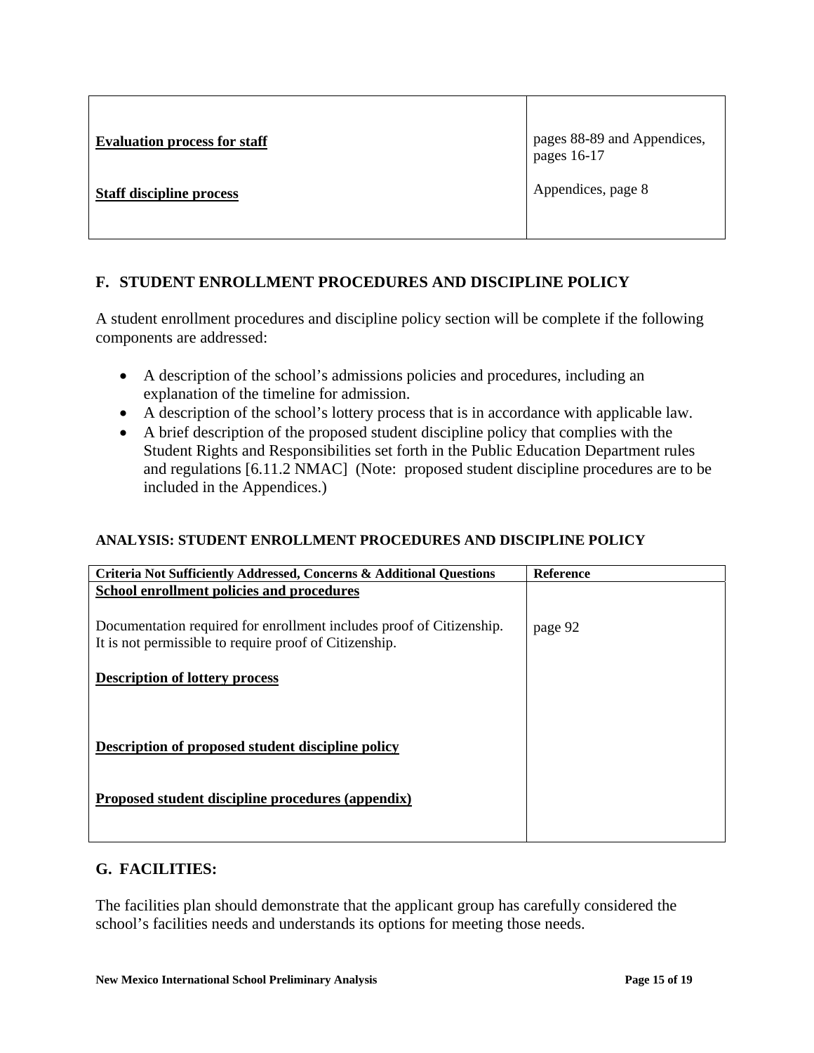| | |
|---|---|
| **Evaluation process for staff** | pages 88-89 and Appendices, pages 16-17 |
| **Staff discipline process** | Appendices, page 8 |

## F. STUDENT ENROLLMENT PROCEDURES AND DISCIPLINE POLICY

A student enrollment procedures and discipline policy section will be complete if the following components are addressed:

- A description of the school's admissions policies and procedures, including an explanation of the timeline for admission.
- A description of the school's lottery process that is in accordance with applicable law.
- A brief description of the proposed student discipline policy that complies with the Student Rights and Responsibilities set forth in the Public Education Department rules and regulations [6.11.2 NMAC] (Note: proposed student discipline procedures are to be included in the Appendices.)

### ANALYSIS: STUDENT ENROLLMENT PROCEDURES AND DISCIPLINE POLICY

| Criteria Not Sufficiently Addressed, Concerns & Additional Questions | Reference |
|---|---|
| **School enrollment policies and procedures** | |
| Documentation required for enrollment includes proof of Citizenship. It is not permissible to require proof of Citizenship. | page 92 |
| **Description of lottery process** | |
| **Description of proposed student discipline policy** | |
| **Proposed student discipline procedures (appendix)** | |

## G. FACILITIES:

The facilities plan should demonstrate that the applicant group has carefully considered the school's facilities needs and understands its options for meeting those needs.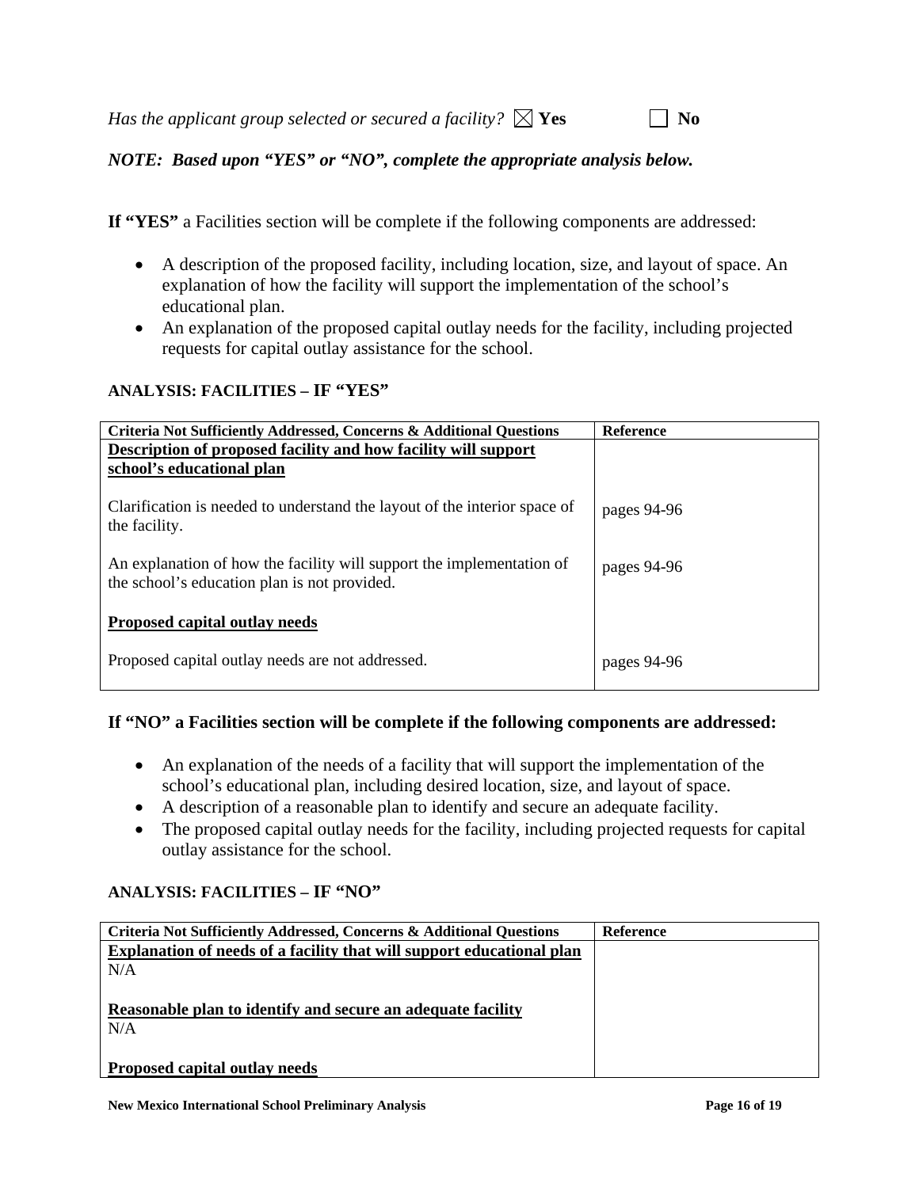*Has the applicant group selected or secured a facility?* ☒ **Yes** ☐ **No**

***NOTE: Based upon "YES" or "NO", complete the appropriate analysis below.***

**If "YES"** a Facilities section will be complete if the following components are addressed:

- A description of the proposed facility, including location, size, and layout of space. An explanation of how the facility will support the implementation of the school's educational plan.
- An explanation of the proposed capital outlay needs for the facility, including projected requests for capital outlay assistance for the school.

**ANALYSIS: FACILITIES – IF "YES"**

| Criteria Not Sufficiently Addressed, Concerns & Additional Questions | Reference |
|---|---|
| **Description of proposed facility and how facility will support school's educational plan** | |
| Clarification is needed to understand the layout of the interior space of the facility. | pages 94-96 |
| An explanation of how the facility will support the implementation of the school's education plan is not provided. | pages 94-96 |
| **Proposed capital outlay needs** | |
| Proposed capital outlay needs are not addressed. | pages 94-96 |

**If "NO" a Facilities section will be complete if the following components are addressed:**

- An explanation of the needs of a facility that will support the implementation of the school's educational plan, including desired location, size, and layout of space.
- A description of a reasonable plan to identify and secure an adequate facility.
- The proposed capital outlay needs for the facility, including projected requests for capital outlay assistance for the school.

**ANALYSIS: FACILITIES – IF "NO"**

| Criteria Not Sufficiently Addressed, Concerns & Additional Questions | Reference |
|---|---|
| **Explanation of needs of a facility that will support educational plan** | |
| N/A | |
| **Reasonable plan to identify and secure an adequate facility** | |
| N/A | |
| **Proposed capital outlay needs** | |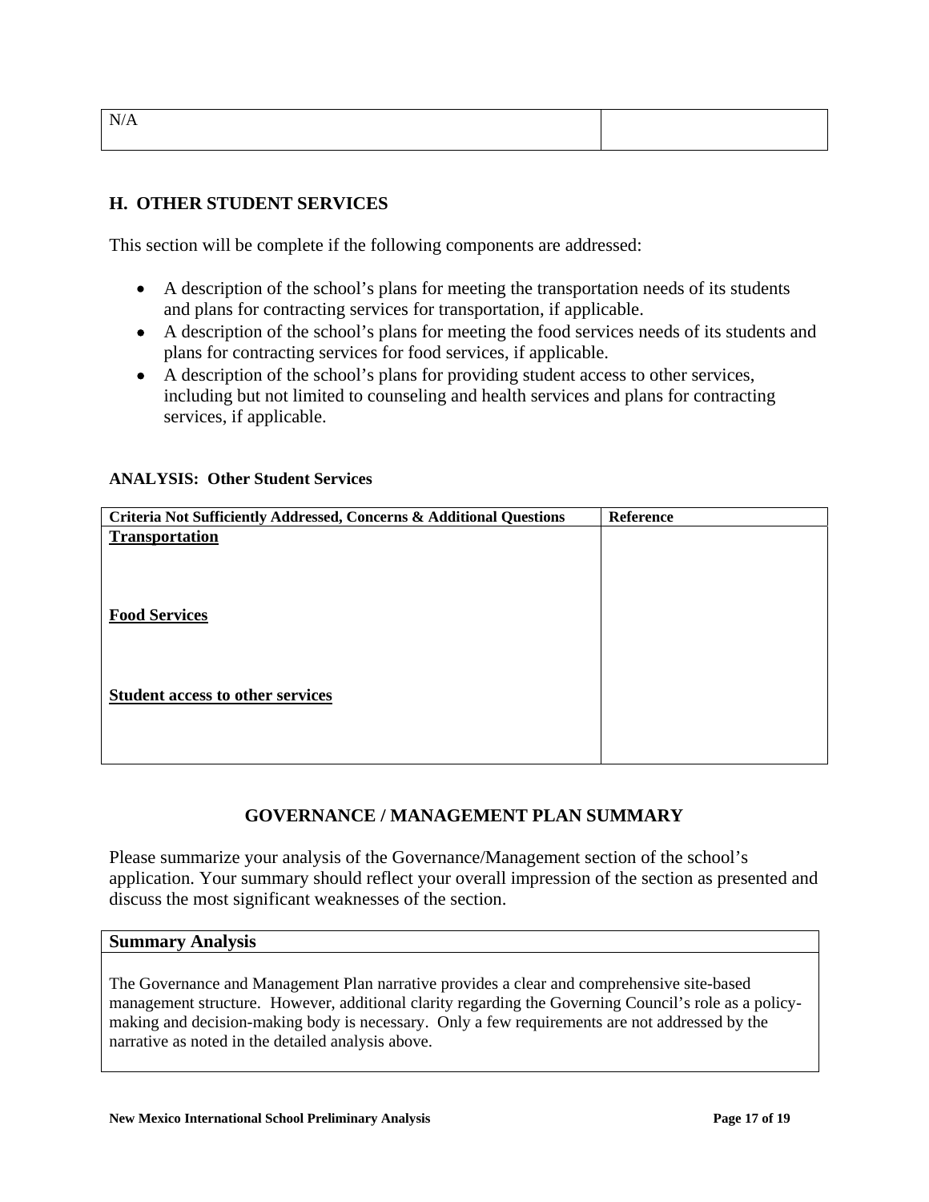| N/A | |
|---|---|

## H. OTHER STUDENT SERVICES

This section will be complete if the following components are addressed:

- A description of the school's plans for meeting the transportation needs of its students and plans for contracting services for transportation, if applicable.
- A description of the school's plans for meeting the food services needs of its students and plans for contracting services for food services, if applicable.
- A description of the school's plans for providing student access to other services, including but not limited to counseling and health services and plans for contracting services, if applicable.

**ANALYSIS: Other Student Services**

| Criteria Not Sufficiently Addressed, Concerns & Additional Questions | Reference |
|---|---|
| **Transportation** | |
| **Food Services** | |
| **Student access to other services** | |

## GOVERNANCE / MANAGEMENT PLAN SUMMARY

Please summarize your analysis of the Governance/Management section of the school's application. Your summary should reflect your overall impression of the section as presented and discuss the most significant weaknesses of the section.

| Summary Analysis |
|---|
| The Governance and Management Plan narrative provides a clear and comprehensive site-based management structure. However, additional clarity regarding the Governing Council's role as a policy-making and decision-making body is necessary. Only a few requirements are not addressed by the narrative as noted in the detailed analysis above. |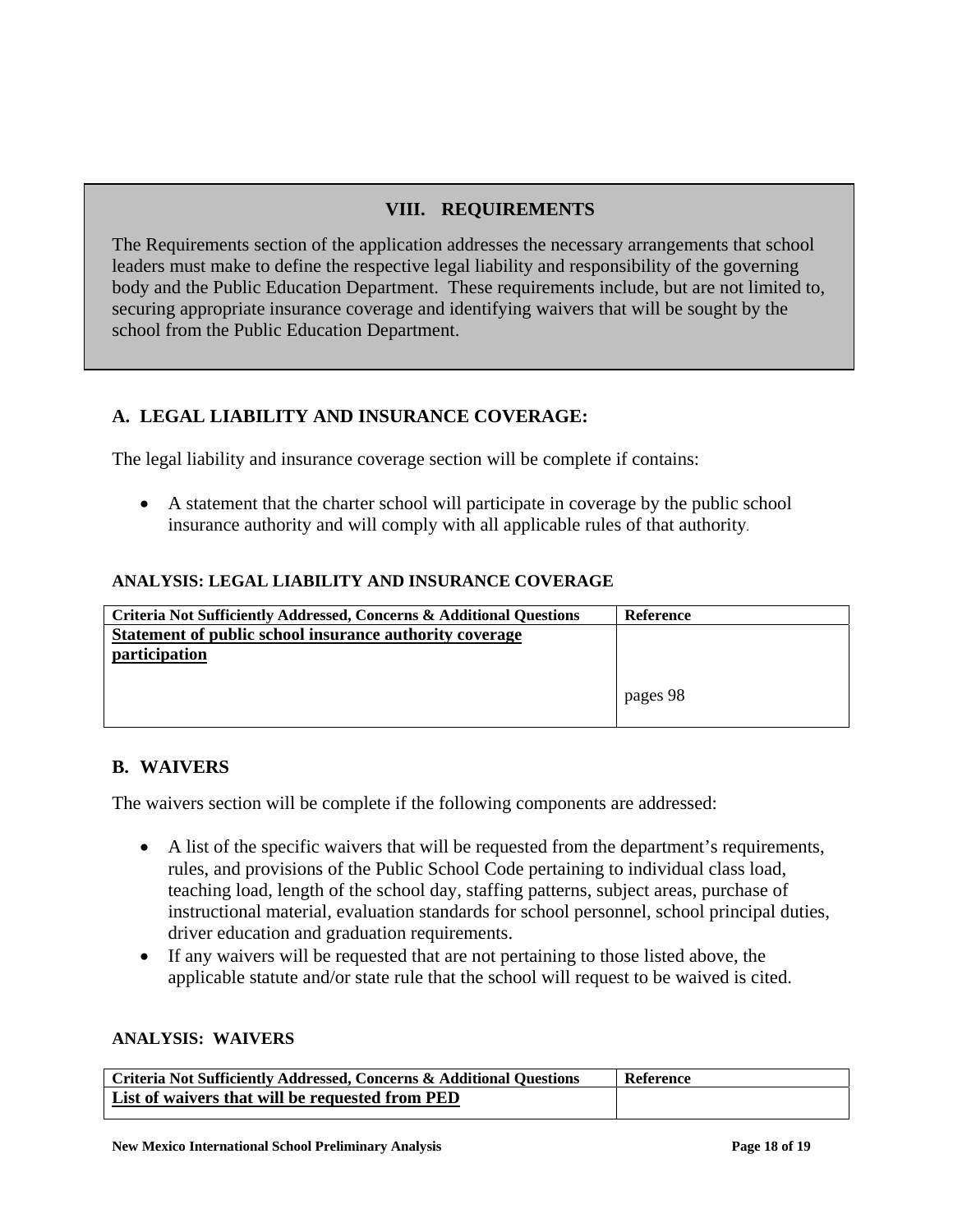## VIII. REQUIREMENTS

The Requirements section of the application addresses the necessary arrangements that school leaders must make to define the respective legal liability and responsibility of the governing body and the Public Education Department. These requirements include, but are not limited to, securing appropriate insurance coverage and identifying waivers that will be sought by the school from the Public Education Department.

### A. LEGAL LIABILITY AND INSURANCE COVERAGE:

The legal liability and insurance coverage section will be complete if contains:

- A statement that the charter school will participate in coverage by the public school insurance authority and will comply with all applicable rules of that authority.

#### ANALYSIS: LEGAL LIABILITY AND INSURANCE COVERAGE

| Criteria Not Sufficiently Addressed, Concerns & Additional Questions | Reference |
| --- | --- |
| **Statement of public school insurance authority coverage participation** | pages 98 |

### B. WAIVERS

The waivers section will be complete if the following components are addressed:

- A list of the specific waivers that will be requested from the department's requirements, rules, and provisions of the Public School Code pertaining to individual class load, teaching load, length of the school day, staffing patterns, subject areas, purchase of instructional material, evaluation standards for school personnel, school principal duties, driver education and graduation requirements.
- If any waivers will be requested that are not pertaining to those listed above, the applicable statute and/or state rule that the school will request to be waived is cited.

#### ANALYSIS: WAIVERS

| Criteria Not Sufficiently Addressed, Concerns & Additional Questions | Reference |
| --- | --- |
| **List of waivers that will be requested from PED** | |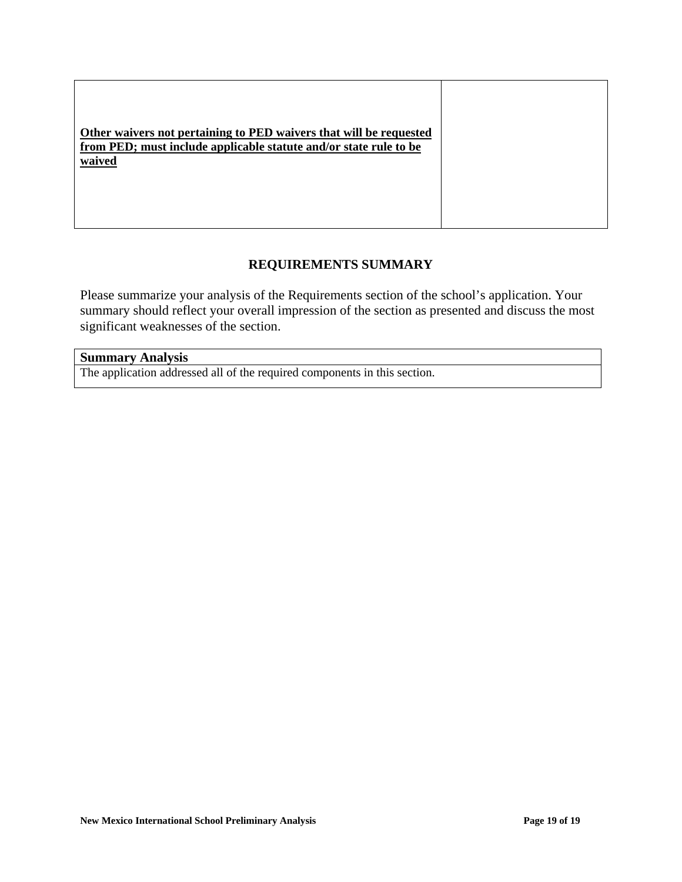| | |
|---|---|
| <u>**Other waivers not pertaining to PED waivers that will be requested from PED; must include applicable statute and/or state rule to be waived**</u> | |

## REQUIREMENTS SUMMARY

Please summarize your analysis of the Requirements section of the school's application. Your summary should reflect your overall impression of the section as presented and discuss the most significant weaknesses of the section.

| **Summary Analysis** |
|---|
| The application addressed all of the required components in this section. |